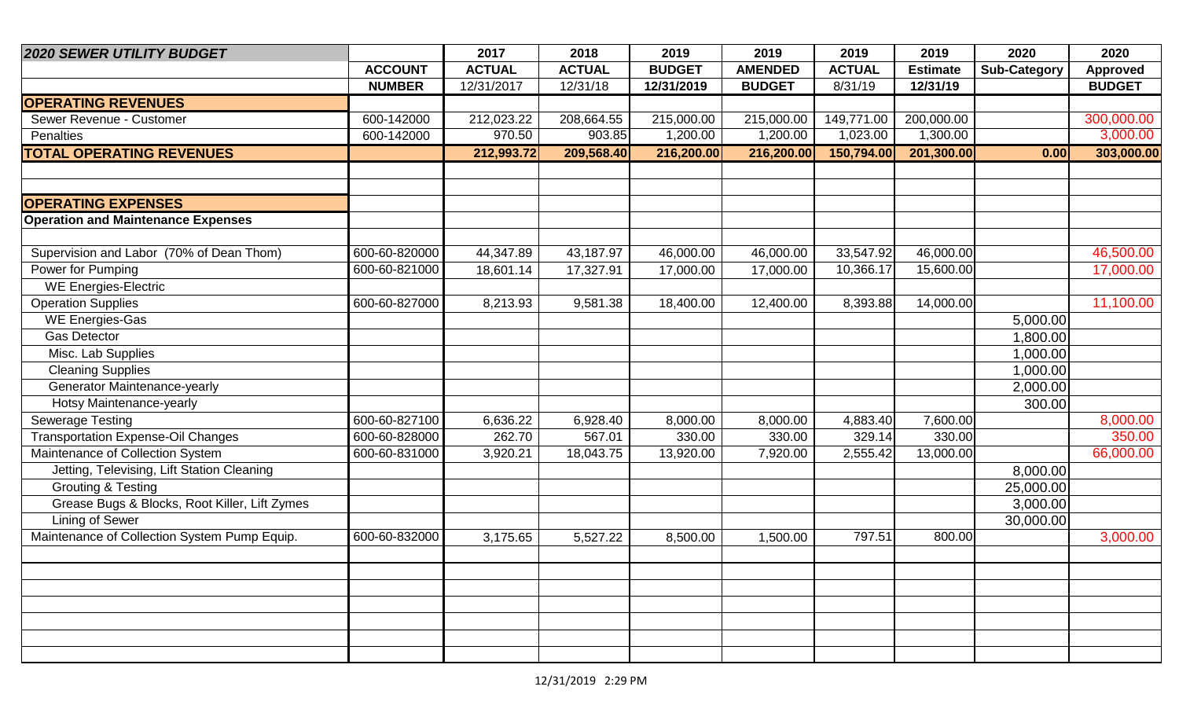| 2020 SEWER UTILITY BUDGET | ACCOUNT NUMBER | 2017 ACTUAL 12/31/2017 | 2018 ACTUAL 12/31/18 | 2019 BUDGET 12/31/2019 | 2019 AMENDED BUDGET | 2019 ACTUAL 8/31/19 | 2019 Estimate 12/31/19 | 2020 Sub-Category | 2020 Approved BUDGET |
|---|---|---|---|---|---|---|---|---|---|
| **OPERATING REVENUES** | | | | | | | | | |
| Sewer Revenue - Customer | 600-142000 | 212,023.22 | 208,664.55 | 215,000.00 | 215,000.00 | 149,771.00 | 200,000.00 | | 300,000.00 |
| Penalties | 600-142000 | 970.50 | 903.85 | 1,200.00 | 1,200.00 | 1,023.00 | 1,300.00 | | 3,000.00 |
| **TOTAL OPERATING REVENUES** | | **212,993.72** | **209,568.40** | **216,200.00** | **216,200.00** | **150,794.00** | **201,300.00** | **0.00** | **303,000.00** |
| | | | | | | | | | |
| | | | | | | | | | |
| **OPERATING EXPENSES** | | | | | | | | | |
| **Operation and Maintenance Expenses** | | | | | | | | | |
| | | | | | | | | | |
| Supervision and Labor (70% of Dean Thom) | 600-60-820000 | 44,347.89 | 43,187.97 | 46,000.00 | 46,000.00 | 33,547.92 | 46,000.00 | | 46,500.00 |
| Power for Pumping | 600-60-821000 | 18,601.14 | 17,327.91 | 17,000.00 | 17,000.00 | 10,366.17 | 15,600.00 | | 17,000.00 |
| WE Energies-Electric | | | | | | | | | |
| Operation Supplies | 600-60-827000 | 8,213.93 | 9,581.38 | 18,400.00 | 12,400.00 | 8,393.88 | 14,000.00 | | 11,100.00 |
| WE Energies-Gas | | | | | | | | 5,000.00 | |
| Gas Detector | | | | | | | | 1,800.00 | |
| Misc. Lab Supplies | | | | | | | | 1,000.00 | |
| Cleaning Supplies | | | | | | | | 1,000.00 | |
| Generator Maintenance-yearly | | | | | | | | 2,000.00 | |
| Hotsy Maintenance-yearly | | | | | | | | 300.00 | |
| Sewerage Testing | 600-60-827100 | 6,636.22 | 6,928.40 | 8,000.00 | 8,000.00 | 4,883.40 | 7,600.00 | | 8,000.00 |
| Transportation Expense-Oil Changes | 600-60-828000 | 262.70 | 567.01 | 330.00 | 330.00 | 329.14 | 330.00 | | 350.00 |
| Maintenance of Collection System | 600-60-831000 | 3,920.21 | 18,043.75 | 13,920.00 | 7,920.00 | 2,555.42 | 13,000.00 | | 66,000.00 |
| Jetting, Televising, Lift Station Cleaning | | | | | | | | 8,000.00 | |
| Grouting & Testing | | | | | | | | 25,000.00 | |
| Grease Bugs & Blocks, Root Killer, Lift Zymes | | | | | | | | 3,000.00 | |
| Lining of Sewer | | | | | | | | 30,000.00 | |
| Maintenance of Collection System Pump Equip. | 600-60-832000 | 3,175.65 | 5,527.22 | 8,500.00 | 1,500.00 | 797.51 | 800.00 | | 3,000.00 |

12/31/2019 2:29 PM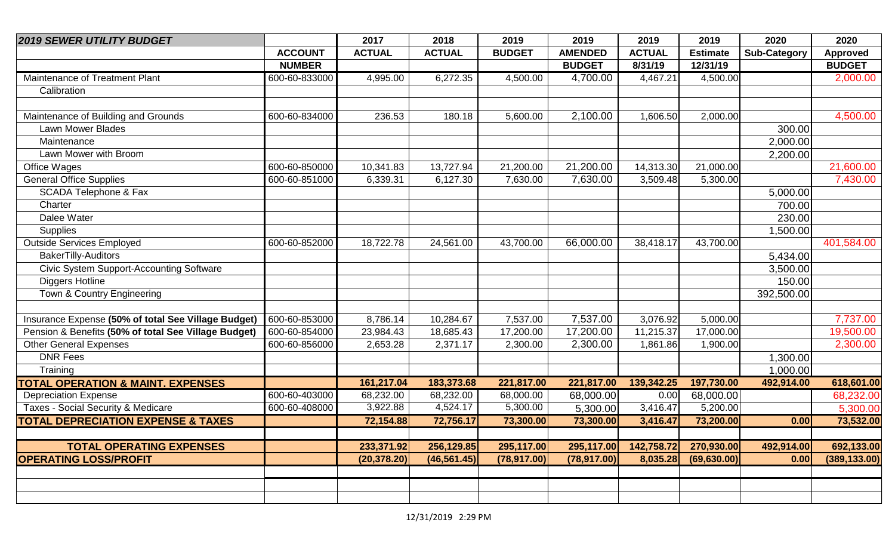| 2019 SEWER UTILITY BUDGET | ACCOUNT NUMBER | 2017 ACTUAL | 2018 ACTUAL | 2019 BUDGET | 2019 AMENDED BUDGET | 2019 ACTUAL 8/31/19 | 2019 Estimate 12/31/19 | 2020 Sub-Category | 2020 Approved BUDGET |
|---|---|---|---|---|---|---|---|---|---|
| Maintenance of Treatment Plant | 600-60-833000 | 4,995.00 | 6,272.35 | 4,500.00 | 4,700.00 | 4,467.21 | 4,500.00 | | 2,000.00 |
| Calibration | | | | | | | | | |
| | | | | | | | | | |
| Maintenance of Building and Grounds | 600-60-834000 | 236.53 | 180.18 | 5,600.00 | 2,100.00 | 1,606.50 | 2,000.00 | | 4,500.00 |
| Lawn Mower Blades | | | | | | | | 300.00 | |
| Maintenance | | | | | | | | 2,000.00 | |
| Lawn Mower with Broom | | | | | | | | 2,200.00 | |
| Office Wages | 600-60-850000 | 10,341.83 | 13,727.94 | 21,200.00 | 21,200.00 | 14,313.30 | 21,000.00 | | 21,600.00 |
| General Office Supplies | 600-60-851000 | 6,339.31 | 6,127.30 | 7,630.00 | 7,630.00 | 3,509.48 | 5,300.00 | | 7,430.00 |
| SCADA Telephone & Fax | | | | | | | | 5,000.00 | |
| Charter | | | | | | | | 700.00 | |
| Dalee Water | | | | | | | | 230.00 | |
| Supplies | | | | | | | | 1,500.00 | |
| Outside Services Employed | 600-60-852000 | 18,722.78 | 24,561.00 | 43,700.00 | 66,000.00 | 38,418.17 | 43,700.00 | | 401,584.00 |
| BakerTilly-Auditors | | | | | | | | 5,434.00 | |
| Civic System Support-Accounting Software | | | | | | | | 3,500.00 | |
| Diggers Hotline | | | | | | | | 150.00 | |
| Town & Country Engineering | | | | | | | | 392,500.00 | |
| | | | | | | | | | |
| Insurance Expense **(50% of total See Village Budget)** | 600-60-853000 | 8,786.14 | 10,284.67 | 7,537.00 | 7,537.00 | 3,076.92 | 5,000.00 | | 7,737.00 |
| Pension & Benefits **(50% of total See Village Budget)** | 600-60-854000 | 23,984.43 | 18,685.43 | 17,200.00 | 17,200.00 | 11,215.37 | 17,000.00 | | 19,500.00 |
| Other General Expenses | 600-60-856000 | 2,653.28 | 2,371.17 | 2,300.00 | 2,300.00 | 1,861.86 | 1,900.00 | | 2,300.00 |
| DNR Fees | | | | | | | | 1,300.00 | |
| Training | | | | | | | | 1,000.00 | |
| **TOTAL OPERATION & MAINT. EXPENSES** | | **161,217.04** | **183,373.68** | **221,817.00** | **221,817.00** | **139,342.25** | **197,730.00** | **492,914.00** | **618,601.00** |
| Depreciation Expense | 600-60-403000 | 68,232.00 | 68,232.00 | 68,000.00 | 68,000.00 | 0.00 | 68,000.00 | | 68,232.00 |
| Taxes - Social Security & Medicare | 600-60-408000 | 3,922.88 | 4,524.17 | 5,300.00 | 5,300.00 | 3,416.47 | 5,200.00 | | 5,300.00 |
| **TOTAL DEPRECIATION EXPENSE & TAXES** | | **72,154.88** | **72,756.17** | **73,300.00** | **73,300.00** | **3,416.47** | **73,200.00** | **0.00** | **73,532.00** |
| | | | | | | | | | |
| **TOTAL OPERATING EXPENSES** | | **233,371.92** | **256,129.85** | **295,117.00** | **295,117.00** | **142,758.72** | **270,930.00** | **492,914.00** | **692,133.00** |
| **OPERATING LOSS/PROFIT** | | **(20,378.20)** | **(46,561.45)** | **(78,917.00)** | **(78,917.00)** | **8,035.28** | **(69,630.00)** | **0.00** | **(389,133.00)** |

12/31/2019 2:29 PM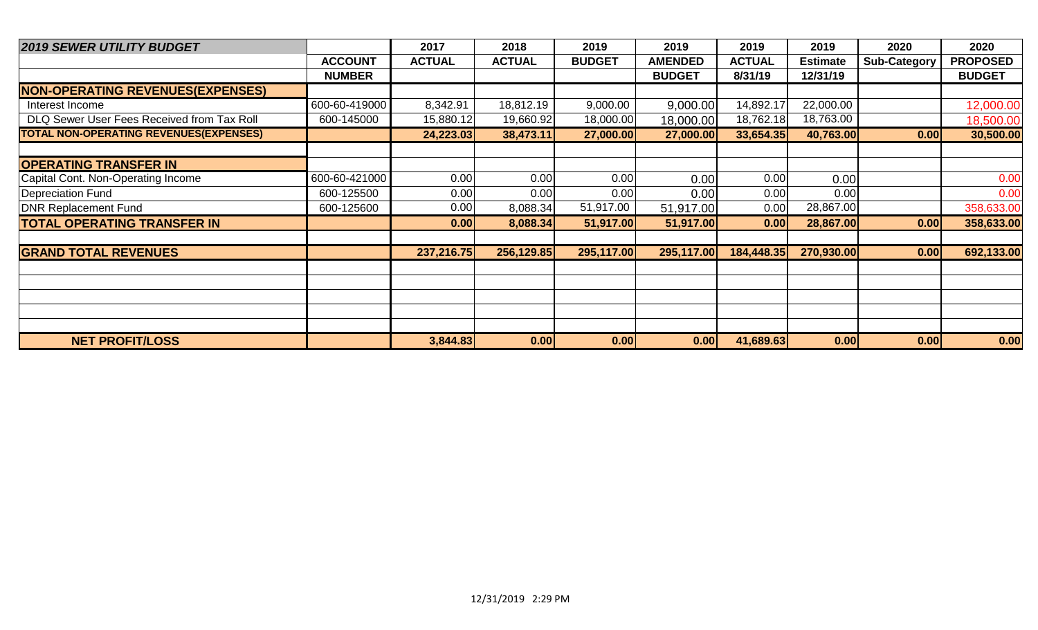| 2019 SEWER UTILITY BUDGET | | 2017 | 2018 | 2019 | 2019 | 2019 | 2019 | 2020 | 2020 |
|---|---|---|---|---|---|---|---|---|---|
| | ACCOUNT | ACTUAL | ACTUAL | BUDGET | AMENDED | ACTUAL | Estimate | Sub-Category | PROPOSED |
| | NUMBER | | | | BUDGET | 8/31/19 | 12/31/19 | | BUDGET |
| **NON-OPERATING REVENUES(EXPENSES)** | | | | | | | | | |
| Interest Income | 600-60-419000 | 8,342.91 | 18,812.19 | 9,000.00 | 9,000.00 | 14,892.17 | 22,000.00 | | 12,000.00 |
| DLQ Sewer User Fees Received from Tax Roll | 600-145000 | 15,880.12 | 19,660.92 | 18,000.00 | 18,000.00 | 18,762.18 | 18,763.00 | | 18,500.00 |
| **TOTAL NON-OPERATING REVENUES(EXPENSES)** | | **24,223.03** | **38,473.11** | **27,000.00** | **27,000.00** | **33,654.35** | **40,763.00** | **0.00** | **30,500.00** |
| | | | | | | | | | |
| **OPERATING TRANSFER IN** | | | | | | | | | |
| Capital Cont. Non-Operating Income | 600-60-421000 | 0.00 | 0.00 | 0.00 | 0.00 | 0.00 | 0.00 | | 0.00 |
| Depreciation Fund | 600-125500 | 0.00 | 0.00 | 0.00 | 0.00 | 0.00 | 0.00 | | 0.00 |
| DNR Replacement Fund | 600-125600 | 0.00 | 8,088.34 | 51,917.00 | 51,917.00 | 0.00 | 28,867.00 | | 358,633.00 |
| **TOTAL OPERATING TRANSFER IN** | | **0.00** | **8,088.34** | **51,917.00** | **51,917.00** | **0.00** | **28,867.00** | **0.00** | **358,633.00** |
| | | | | | | | | | |
| **GRAND TOTAL REVENUES** | | **237,216.75** | **256,129.85** | **295,117.00** | **295,117.00** | **184,448.35** | **270,930.00** | **0.00** | **692,133.00** |
| | | | | | | | | | |
| **NET PROFIT/LOSS** | | **3,844.83** | **0.00** | **0.00** | **0.00** | **41,689.63** | **0.00** | **0.00** | **0.00** |

12/31/2019 2:29 PM